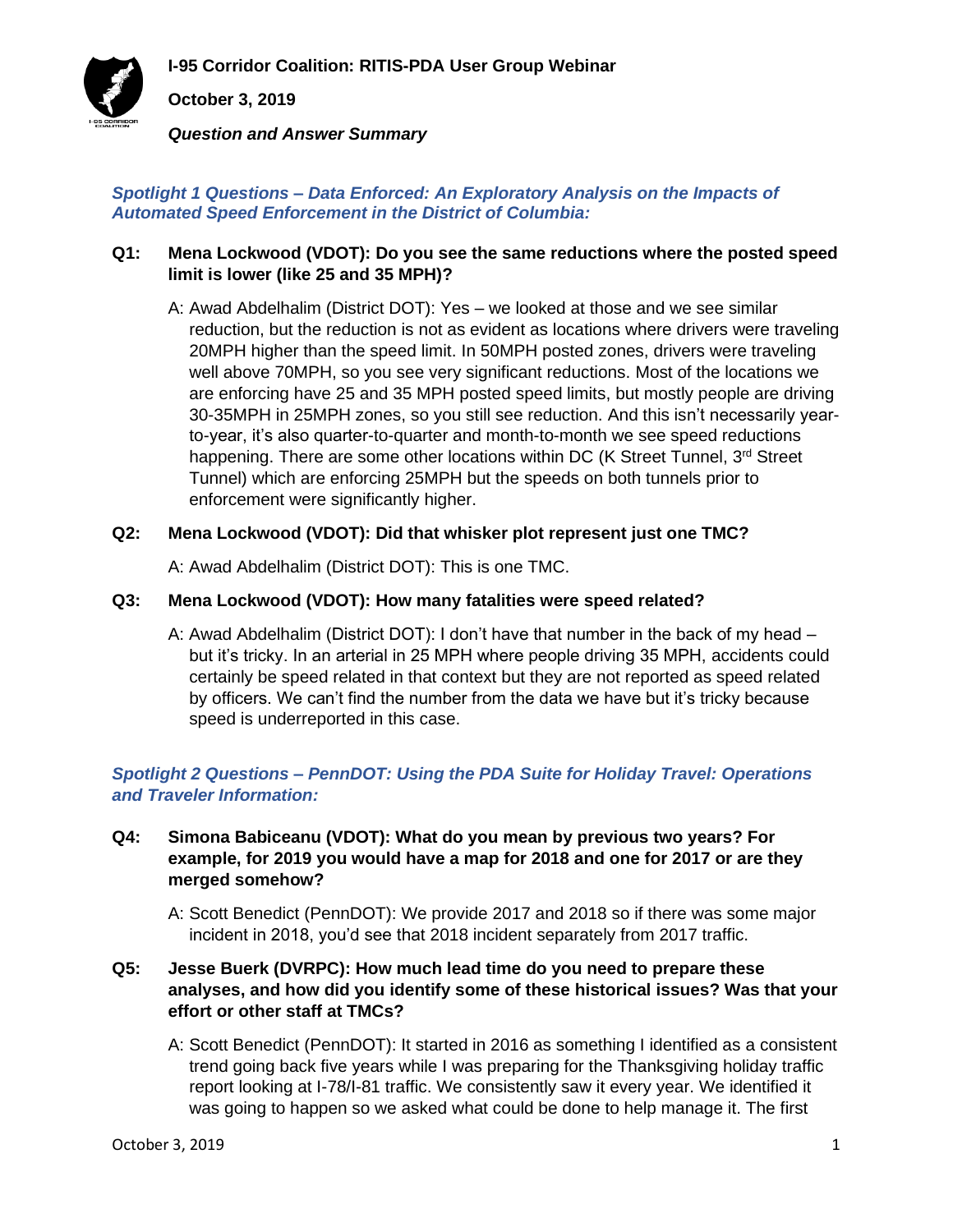# I-95 Corridor Coalition: RITIS-PDA User Group Webinar

**October 3, 2019**

***Question and Answer Summary***

## *Spotlight 1 Questions – Data Enforced: An Exploratory Analysis on the Impacts of Automated Speed Enforcement in the District of Columbia:*

**Q1: Mena Lockwood (VDOT): Do you see the same reductions where the posted speed limit is lower (like 25 and 35 MPH)?**

A: Awad Abdelhalim (District DOT): Yes – we looked at those and we see similar reduction, but the reduction is not as evident as locations where drivers were traveling 20MPH higher than the speed limit. In 50MPH posted zones, drivers were traveling well above 70MPH, so you see very significant reductions. Most of the locations we are enforcing have 25 and 35 MPH posted speed limits, but mostly people are driving 30-35MPH in 25MPH zones, so you still see reduction. And this isn't necessarily year-to-year, it's also quarter-to-quarter and month-to-month we see speed reductions happening. There are some other locations within DC (K Street Tunnel, 3rd Street Tunnel) which are enforcing 25MPH but the speeds on both tunnels prior to enforcement were significantly higher.

**Q2: Mena Lockwood (VDOT): Did that whisker plot represent just one TMC?**

A: Awad Abdelhalim (District DOT): This is one TMC.

**Q3: Mena Lockwood (VDOT): How many fatalities were speed related?**

A: Awad Abdelhalim (District DOT): I don't have that number in the back of my head – but it's tricky. In an arterial in 25 MPH where people driving 35 MPH, accidents could certainly be speed related in that context but they are not reported as speed related by officers. We can't find the number from the data we have but it's tricky because speed is underreported in this case.

## *Spotlight 2 Questions – PennDOT: Using the PDA Suite for Holiday Travel: Operations and Traveler Information:*

**Q4: Simona Babiceanu (VDOT): What do you mean by previous two years? For example, for 2019 you would have a map for 2018 and one for 2017 or are they merged somehow?**

A: Scott Benedict (PennDOT): We provide 2017 and 2018 so if there was some major incident in 2018, you'd see that 2018 incident separately from 2017 traffic.

**Q5: Jesse Buerk (DVRPC): How much lead time do you need to prepare these analyses, and how did you identify some of these historical issues? Was that your effort or other staff at TMCs?**

A: Scott Benedict (PennDOT): It started in 2016 as something I identified as a consistent trend going back five years while I was preparing for the Thanksgiving holiday traffic report looking at I-78/I-81 traffic. We consistently saw it every year. We identified it was going to happen so we asked what could be done to help manage it. The first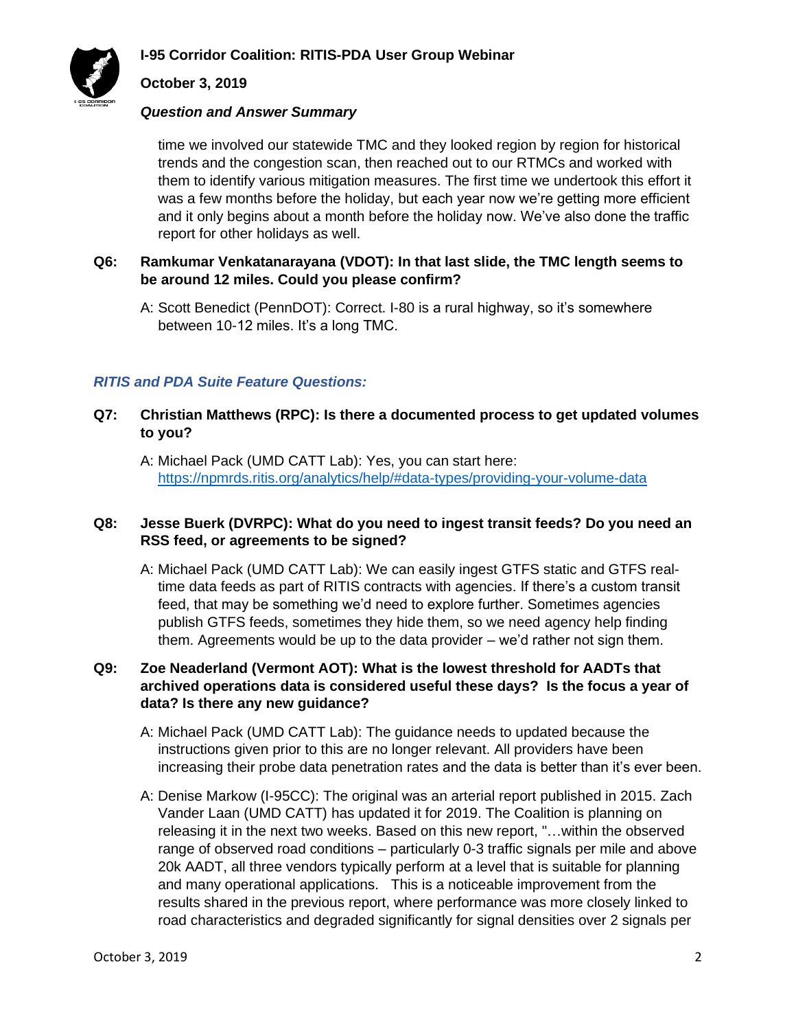time we involved our statewide TMC and they looked region by region for historical trends and the congestion scan, then reached out to our RTMCs and worked with them to identify various mitigation measures. The first time we undertook this effort it was a few months before the holiday, but each year now we're getting more efficient and it only begins about a month before the holiday now. We've also done the traffic report for other holidays as well.

**Q6: Ramkumar Venkatanarayana (VDOT): In that last slide, the TMC length seems to be around 12 miles. Could you please confirm?**

A: Scott Benedict (PennDOT): Correct. I-80 is a rural highway, so it's somewhere between 10-12 miles. It's a long TMC.

### *RITIS and PDA Suite Feature Questions:*

**Q7: Christian Matthews (RPC): Is there a documented process to get updated volumes to you?**

A: Michael Pack (UMD CATT Lab): Yes, you can start here: https://npmrds.ritis.org/analytics/help/#data-types/providing-your-volume-data

**Q8: Jesse Buerk (DVRPC): What do you need to ingest transit feeds? Do you need an RSS feed, or agreements to be signed?**

A: Michael Pack (UMD CATT Lab): We can easily ingest GTFS static and GTFS real-time data feeds as part of RITIS contracts with agencies. If there's a custom transit feed, that may be something we'd need to explore further. Sometimes agencies publish GTFS feeds, sometimes they hide them, so we need agency help finding them. Agreements would be up to the data provider – we'd rather not sign them.

**Q9: Zoe Neaderland (Vermont AOT): What is the lowest threshold for AADTs that archived operations data is considered useful these days? Is the focus a year of data? Is there any new guidance?**

A: Michael Pack (UMD CATT Lab): The guidance needs to updated because the instructions given prior to this are no longer relevant. All providers have been increasing their probe data penetration rates and the data is better than it's ever been.

A: Denise Markow (I-95CC): The original was an arterial report published in 2015. Zach Vander Laan (UMD CATT) has updated it for 2019. The Coalition is planning on releasing it in the next two weeks. Based on this new report, "…within the observed range of observed road conditions – particularly 0-3 traffic signals per mile and above 20k AADT, all three vendors typically perform at a level that is suitable for planning and many operational applications. This is a noticeable improvement from the results shared in the previous report, where performance was more closely linked to road characteristics and degraded significantly for signal densities over 2 signals per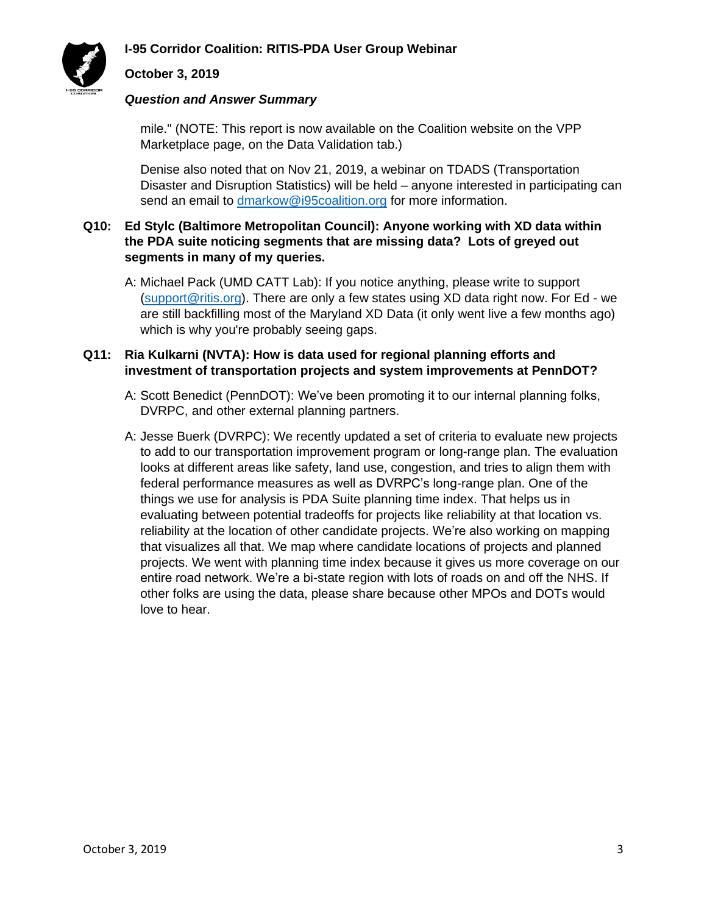mile." (NOTE: This report is now available on the Coalition website on the VPP Marketplace page, on the Data Validation tab.)

Denise also noted that on Nov 21, 2019, a webinar on TDADS (Transportation Disaster and Disruption Statistics) will be held – anyone interested in participating can send an email to dmarkow@i95coalition.org for more information.

**Q10: Ed Stylc (Baltimore Metropolitan Council): Anyone working with XD data within the PDA suite noticing segments that are missing data? Lots of greyed out segments in many of my queries.**

A: Michael Pack (UMD CATT Lab): If you notice anything, please write to support (support@ritis.org). There are only a few states using XD data right now. For Ed - we are still backfilling most of the Maryland XD Data (it only went live a few months ago) which is why you're probably seeing gaps.

**Q11: Ria Kulkarni (NVTA): How is data used for regional planning efforts and investment of transportation projects and system improvements at PennDOT?**

A: Scott Benedict (PennDOT): We've been promoting it to our internal planning folks, DVRPC, and other external planning partners.

A: Jesse Buerk (DVRPC): We recently updated a set of criteria to evaluate new projects to add to our transportation improvement program or long-range plan. The evaluation looks at different areas like safety, land use, congestion, and tries to align them with federal performance measures as well as DVRPC's long-range plan. One of the things we use for analysis is PDA Suite planning time index. That helps us in evaluating between potential tradeoffs for projects like reliability at that location vs. reliability at the location of other candidate projects. We're also working on mapping that visualizes all that. We map where candidate locations of projects and planned projects. We went with planning time index because it gives us more coverage on our entire road network. We're a bi-state region with lots of roads on and off the NHS. If other folks are using the data, please share because other MPOs and DOTs would love to hear.